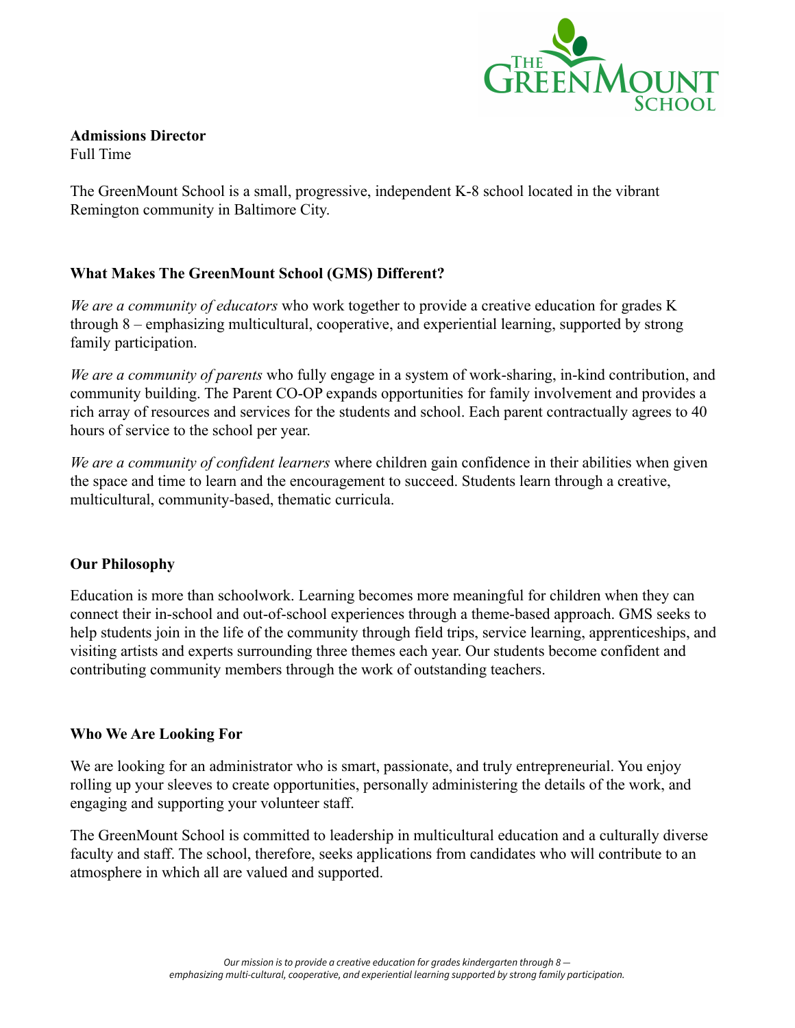**Admissions Director**
Full Time

The GreenMount School is a small, progressive, independent K-8 school located in the vibrant Remington community in Baltimore City.

**What Makes The GreenMount School (GMS) Different?**

*We are a community of educators* who work together to provide a creative education for grades K through 8 – emphasizing multicultural, cooperative, and experiential learning, supported by strong family participation.

*We are a community of parents* who fully engage in a system of work-sharing, in-kind contribution, and community building. The Parent CO-OP expands opportunities for family involvement and provides a rich array of resources and services for the students and school. Each parent contractually agrees to 40 hours of service to the school per year.

*We are a community of confident learners* where children gain confidence in their abilities when given the space and time to learn and the encouragement to succeed. Students learn through a creative, multicultural, community-based, thematic curricula.

**Our Philosophy**

Education is more than schoolwork. Learning becomes more meaningful for children when they can connect their in-school and out-of-school experiences through a theme-based approach. GMS seeks to help students join in the life of the community through field trips, service learning, apprenticeships, and visiting artists and experts surrounding three themes each year. Our students become confident and contributing community members through the work of outstanding teachers.

**Who We Are Looking For**

We are looking for an administrator who is smart, passionate, and truly entrepreneurial. You enjoy rolling up your sleeves to create opportunities, personally administering the details of the work, and engaging and supporting your volunteer staff.

The GreenMount School is committed to leadership in multicultural education and a culturally diverse faculty and staff. The school, therefore, seeks applications from candidates who will contribute to an atmosphere in which all are valued and supported.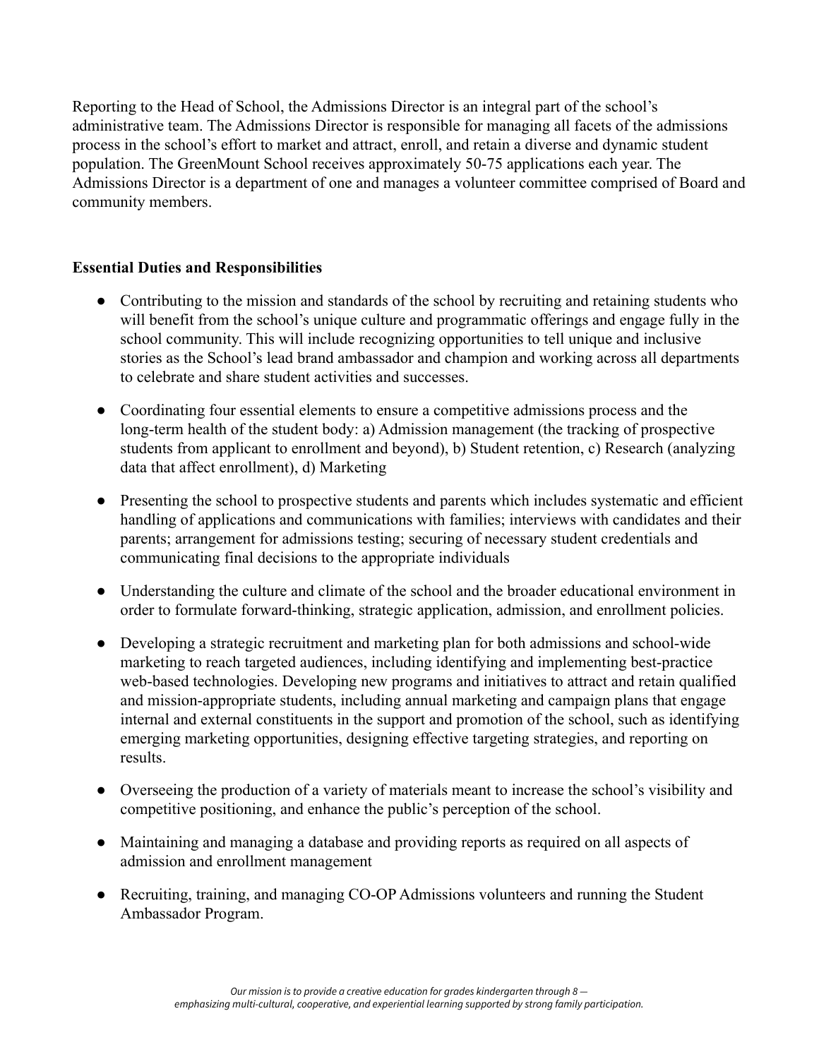Reporting to the Head of School, the Admissions Director is an integral part of the school's administrative team. The Admissions Director is responsible for managing all facets of the admissions process in the school's effort to market and attract, enroll, and retain a diverse and dynamic student population. The GreenMount School receives approximately 50-75 applications each year. The Admissions Director is a department of one and manages a volunteer committee comprised of Board and community members.

**Essential Duties and Responsibilities**

- Contributing to the mission and standards of the school by recruiting and retaining students who will benefit from the school's unique culture and programmatic offerings and engage fully in the school community. This will include recognizing opportunities to tell unique and inclusive stories as the School's lead brand ambassador and champion and working across all departments to celebrate and share student activities and successes.
- Coordinating four essential elements to ensure a competitive admissions process and the long-term health of the student body: a) Admission management (the tracking of prospective students from applicant to enrollment and beyond), b) Student retention, c) Research (analyzing data that affect enrollment), d) Marketing
- Presenting the school to prospective students and parents which includes systematic and efficient handling of applications and communications with families; interviews with candidates and their parents; arrangement for admissions testing; securing of necessary student credentials and communicating final decisions to the appropriate individuals
- Understanding the culture and climate of the school and the broader educational environment in order to formulate forward-thinking, strategic application, admission, and enrollment policies.
- Developing a strategic recruitment and marketing plan for both admissions and school-wide marketing to reach targeted audiences, including identifying and implementing best-practice web-based technologies. Developing new programs and initiatives to attract and retain qualified and mission-appropriate students, including annual marketing and campaign plans that engage internal and external constituents in the support and promotion of the school, such as identifying emerging marketing opportunities, designing effective targeting strategies, and reporting on results.
- Overseeing the production of a variety of materials meant to increase the school's visibility and competitive positioning, and enhance the public's perception of the school.
- Maintaining and managing a database and providing reports as required on all aspects of admission and enrollment management
- Recruiting, training, and managing CO-OP Admissions volunteers and running the Student Ambassador Program.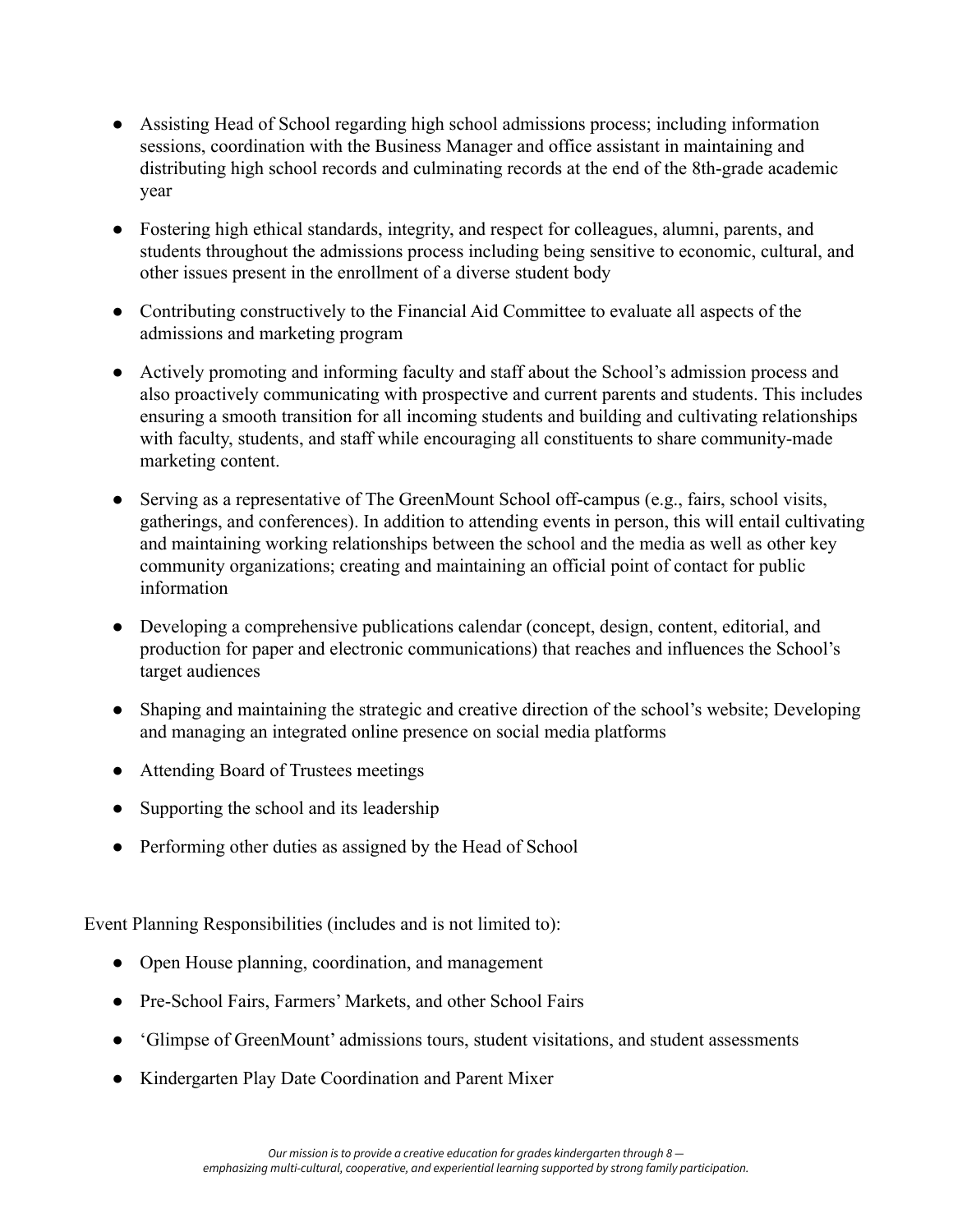- Assisting Head of School regarding high school admissions process; including information sessions, coordination with the Business Manager and office assistant in maintaining and distributing high school records and culminating records at the end of the 8th-grade academic year

- Fostering high ethical standards, integrity, and respect for colleagues, alumni, parents, and students throughout the admissions process including being sensitive to economic, cultural, and other issues present in the enrollment of a diverse student body

- Contributing constructively to the Financial Aid Committee to evaluate all aspects of the admissions and marketing program

- Actively promoting and informing faculty and staff about the School's admission process and also proactively communicating with prospective and current parents and students. This includes ensuring a smooth transition for all incoming students and building and cultivating relationships with faculty, students, and staff while encouraging all constituents to share community-made marketing content.

- Serving as a representative of The GreenMount School off-campus (e.g., fairs, school visits, gatherings, and conferences). In addition to attending events in person, this will entail cultivating and maintaining working relationships between the school and the media as well as other key community organizations; creating and maintaining an official point of contact for public information

- Developing a comprehensive publications calendar (concept, design, content, editorial, and production for paper and electronic communications) that reaches and influences the School's target audiences

- Shaping and maintaining the strategic and creative direction of the school's website; Developing and managing an integrated online presence on social media platforms

- Attending Board of Trustees meetings

- Supporting the school and its leadership

- Performing other duties as assigned by the Head of School

Event Planning Responsibilities (includes and is not limited to):

- Open House planning, coordination, and management

- Pre-School Fairs, Farmers' Markets, and other School Fairs

- 'Glimpse of GreenMount' admissions tours, student visitations, and student assessments

- Kindergarten Play Date Coordination and Parent Mixer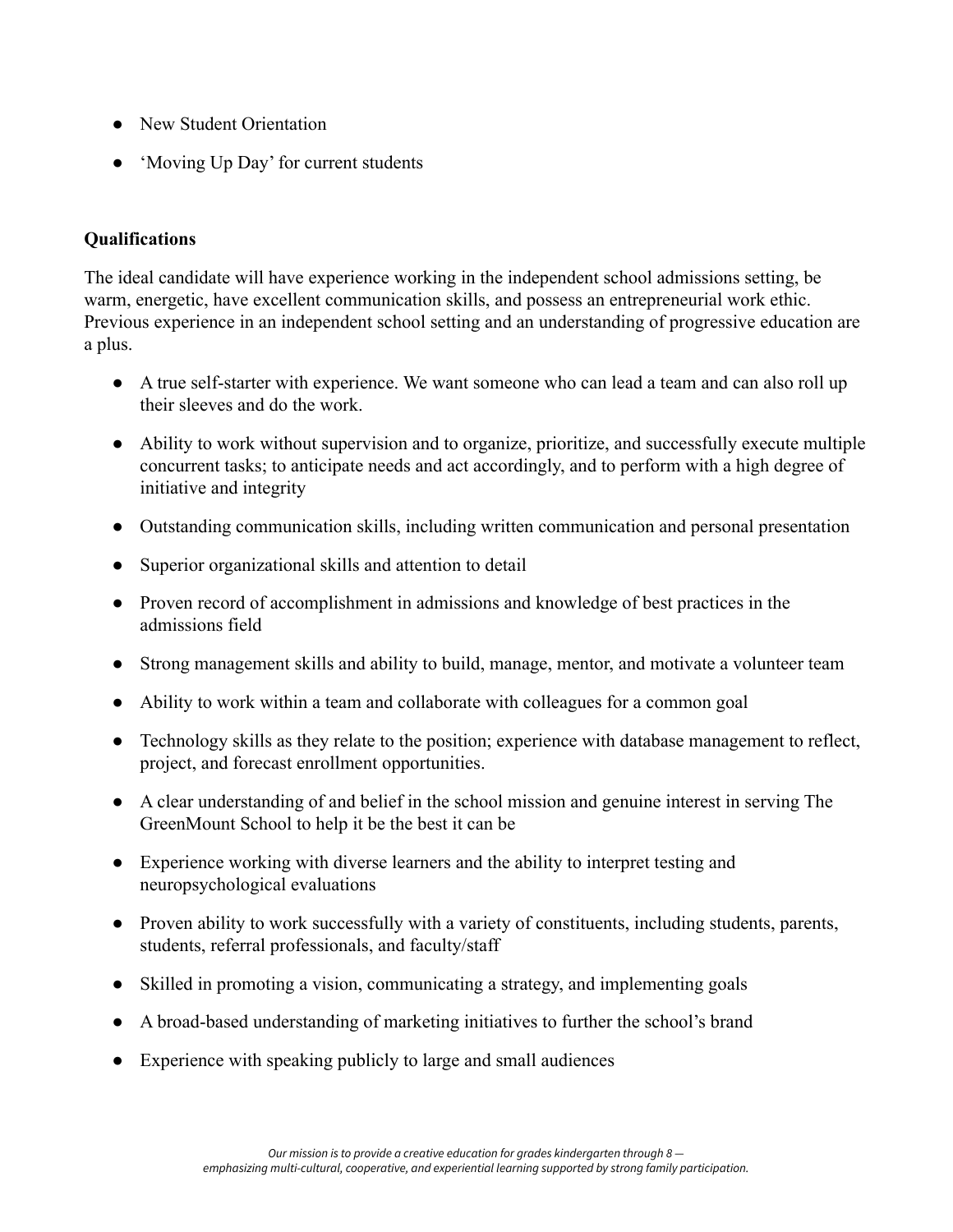- New Student Orientation
- 'Moving Up Day' for current students

**Qualifications**

The ideal candidate will have experience working in the independent school admissions setting, be warm, energetic, have excellent communication skills, and possess an entrepreneurial work ethic. Previous experience in an independent school setting and an understanding of progressive education are a plus.

- A true self-starter with experience. We want someone who can lead a team and can also roll up their sleeves and do the work.
- Ability to work without supervision and to organize, prioritize, and successfully execute multiple concurrent tasks; to anticipate needs and act accordingly, and to perform with a high degree of initiative and integrity
- Outstanding communication skills, including written communication and personal presentation
- Superior organizational skills and attention to detail
- Proven record of accomplishment in admissions and knowledge of best practices in the admissions field
- Strong management skills and ability to build, manage, mentor, and motivate a volunteer team
- Ability to work within a team and collaborate with colleagues for a common goal
- Technology skills as they relate to the position; experience with database management to reflect, project, and forecast enrollment opportunities.
- A clear understanding of and belief in the school mission and genuine interest in serving The GreenMount School to help it be the best it can be
- Experience working with diverse learners and the ability to interpret testing and neuropsychological evaluations
- Proven ability to work successfully with a variety of constituents, including students, parents, students, referral professionals, and faculty/staff
- Skilled in promoting a vision, communicating a strategy, and implementing goals
- A broad-based understanding of marketing initiatives to further the school's brand
- Experience with speaking publicly to large and small audiences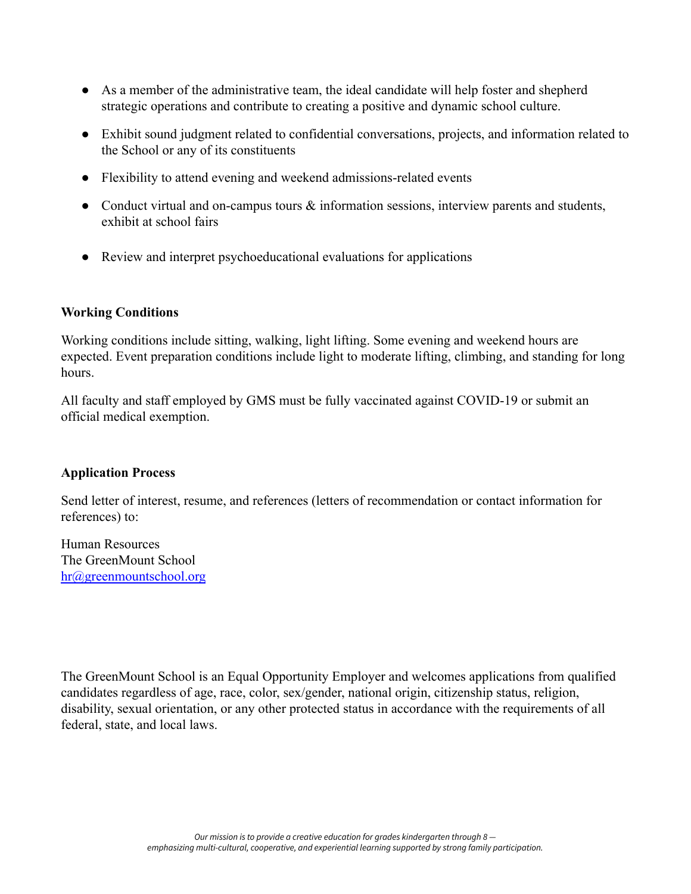- As a member of the administrative team, the ideal candidate will help foster and shepherd strategic operations and contribute to creating a positive and dynamic school culture.
- Exhibit sound judgment related to confidential conversations, projects, and information related to the School or any of its constituents
- Flexibility to attend evening and weekend admissions-related events
- Conduct virtual and on-campus tours & information sessions, interview parents and students, exhibit at school fairs
- Review and interpret psychoeducational evaluations for applications

**Working Conditions**

Working conditions include sitting, walking, light lifting. Some evening and weekend hours are expected. Event preparation conditions include light to moderate lifting, climbing, and standing for long hours.

All faculty and staff employed by GMS must be fully vaccinated against COVID-19 or submit an official medical exemption.

**Application Process**

Send letter of interest, resume, and references (letters of recommendation or contact information for references) to:

Human Resources
The GreenMount School
hr@greenmountschool.org

The GreenMount School is an Equal Opportunity Employer and welcomes applications from qualified candidates regardless of age, race, color, sex/gender, national origin, citizenship status, religion, disability, sexual orientation, or any other protected status in accordance with the requirements of all federal, state, and local laws.

*Our mission is to provide a creative education for grades kindergarten through 8 — emphasizing multi-cultural, cooperative, and experiential learning supported by strong family participation.*